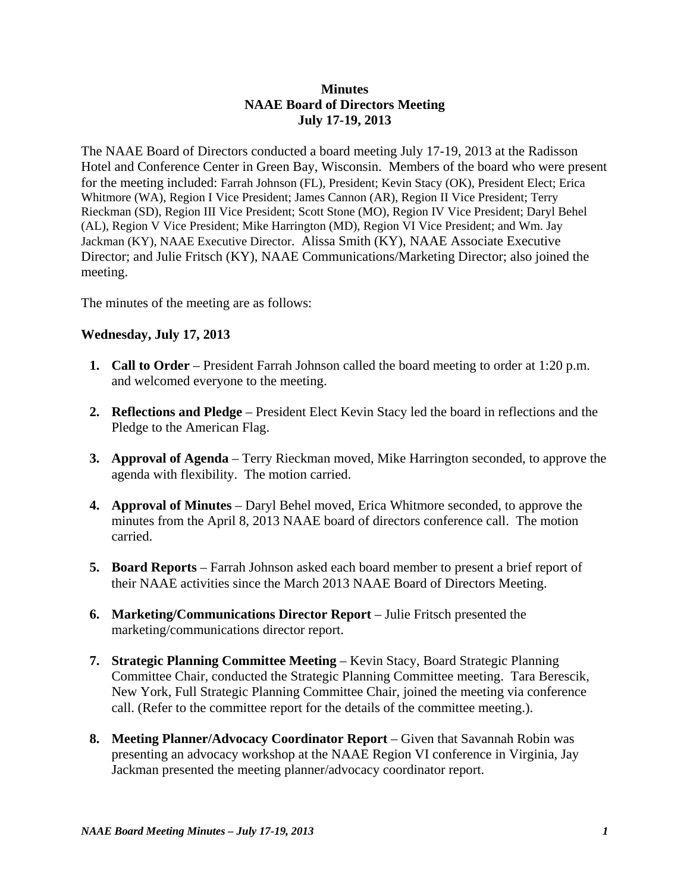**Minutes**
**NAAE Board of Directors Meeting**
**July 17-19, 2013**

The NAAE Board of Directors conducted a board meeting July 17-19, 2013 at the Radisson Hotel and Conference Center in Green Bay, Wisconsin. Members of the board who were present for the meeting included: Farrah Johnson (FL), President; Kevin Stacy (OK), President Elect; Erica Whitmore (WA), Region I Vice President; James Cannon (AR), Region II Vice President; Terry Rieckman (SD), Region III Vice President; Scott Stone (MO), Region IV Vice President; Daryl Behel (AL), Region V Vice President; Mike Harrington (MD), Region VI Vice President; and Wm. Jay Jackman (KY), NAAE Executive Director. Alissa Smith (KY), NAAE Associate Executive Director; and Julie Fritsch (KY), NAAE Communications/Marketing Director; also joined the meeting.

The minutes of the meeting are as follows:

**Wednesday, July 17, 2013**

1. **Call to Order** – President Farrah Johnson called the board meeting to order at 1:20 p.m. and welcomed everyone to the meeting.

2. **Reflections and Pledge** – President Elect Kevin Stacy led the board in reflections and the Pledge to the American Flag.

3. **Approval of Agenda** – Terry Rieckman moved, Mike Harrington seconded, to approve the agenda with flexibility. The motion carried.

4. **Approval of Minutes** – Daryl Behel moved, Erica Whitmore seconded, to approve the minutes from the April 8, 2013 NAAE board of directors conference call. The motion carried.

5. **Board Reports** – Farrah Johnson asked each board member to present a brief report of their NAAE activities since the March 2013 NAAE Board of Directors Meeting.

6. **Marketing/Communications Director Report** – Julie Fritsch presented the marketing/communications director report.

7. **Strategic Planning Committee Meeting** – Kevin Stacy, Board Strategic Planning Committee Chair, conducted the Strategic Planning Committee meeting. Tara Berescik, New York, Full Strategic Planning Committee Chair, joined the meeting via conference call. (Refer to the committee report for the details of the committee meeting.).

8. **Meeting Planner/Advocacy Coordinator Report** – Given that Savannah Robin was presenting an advocacy workshop at the NAAE Region VI conference in Virginia, Jay Jackman presented the meeting planner/advocacy coordinator report.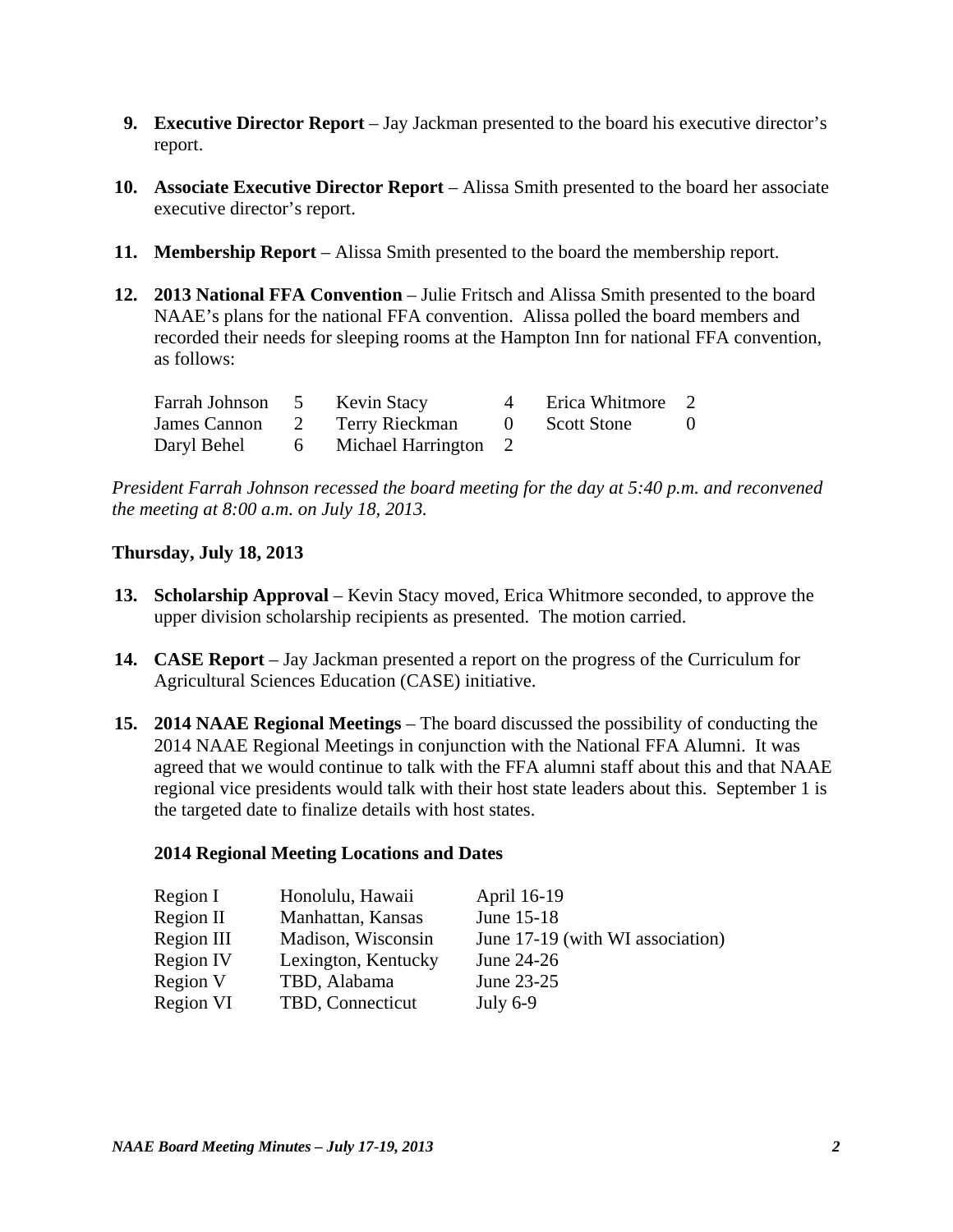9. **Executive Director Report** – Jay Jackman presented to the board his executive director's report.

10. **Associate Executive Director Report** – Alissa Smith presented to the board her associate executive director's report.

11. **Membership Report** – Alissa Smith presented to the board the membership report.

12. **2013 National FFA Convention** – Julie Fritsch and Alissa Smith presented to the board NAAE's plans for the national FFA convention. Alissa polled the board members and recorded their needs for sleeping rooms at the Hampton Inn for national FFA convention, as follows:

| | | | | | |
|---|---|---|---|---|---|
| Farrah Johnson | 5 | Kevin Stacy | 4 | Erica Whitmore | 2 |
| James Cannon | 2 | Terry Rieckman | 0 | Scott Stone | 0 |
| Daryl Behel | 6 | Michael Harrington | 2 | | |

*President Farrah Johnson recessed the board meeting for the day at 5:40 p.m. and reconvened the meeting at 8:00 a.m. on July 18, 2013.*

**Thursday, July 18, 2013**

13. **Scholarship Approval** – Kevin Stacy moved, Erica Whitmore seconded, to approve the upper division scholarship recipients as presented. The motion carried.

14. **CASE Report** – Jay Jackman presented a report on the progress of the Curriculum for Agricultural Sciences Education (CASE) initiative.

15. **2014 NAAE Regional Meetings** – The board discussed the possibility of conducting the 2014 NAAE Regional Meetings in conjunction with the National FFA Alumni. It was agreed that we would continue to talk with the FFA alumni staff about this and that NAAE regional vice presidents would talk with their host state leaders about this. September 1 is the targeted date to finalize details with host states.

**2014 Regional Meeting Locations and Dates**

| | | |
|---|---|---|
| Region I | Honolulu, Hawaii | April 16-19 |
| Region II | Manhattan, Kansas | June 15-18 |
| Region III | Madison, Wisconsin | June 17-19 (with WI association) |
| Region IV | Lexington, Kentucky | June 24-26 |
| Region V | TBD, Alabama | June 23-25 |
| Region VI | TBD, Connecticut | July 6-9 |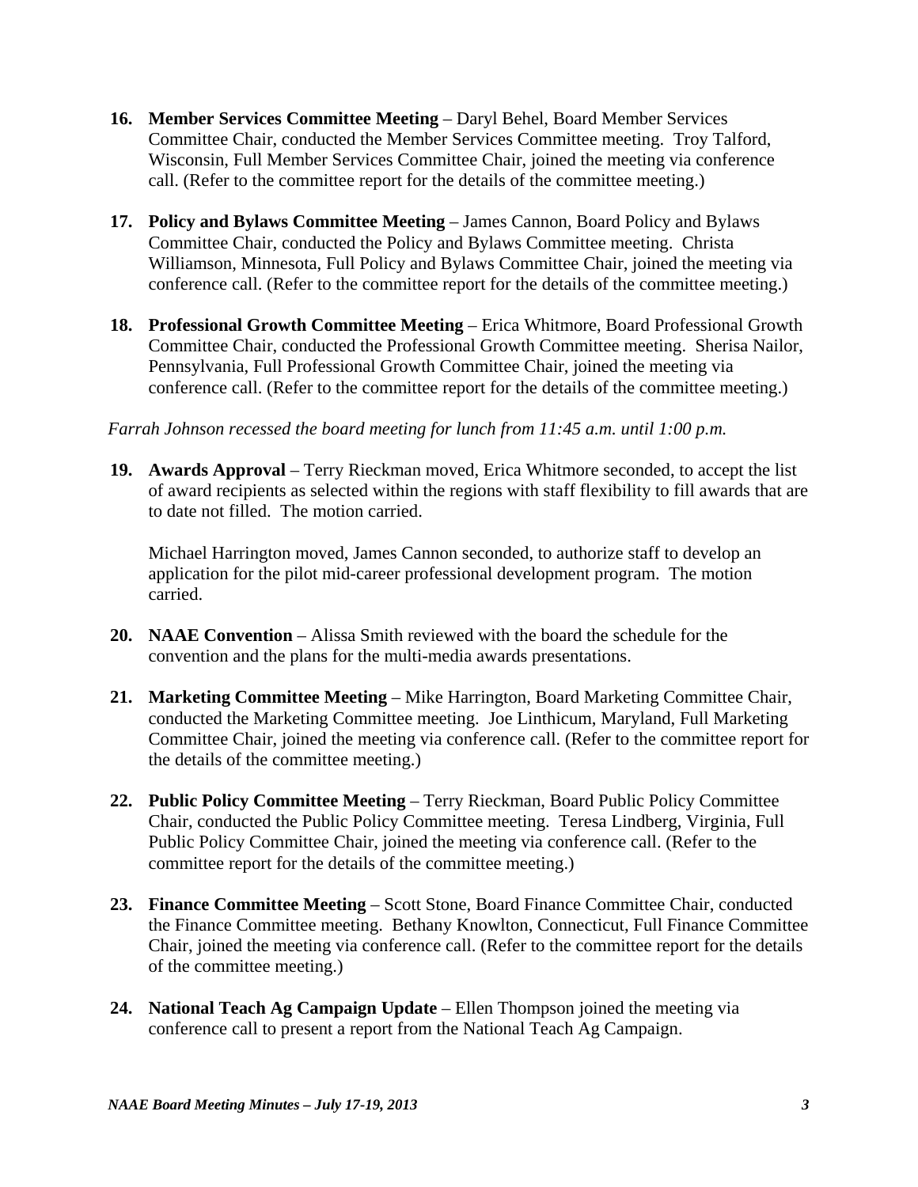16. **Member Services Committee Meeting** – Daryl Behel, Board Member Services Committee Chair, conducted the Member Services Committee meeting. Troy Talford, Wisconsin, Full Member Services Committee Chair, joined the meeting via conference call. (Refer to the committee report for the details of the committee meeting.)

17. **Policy and Bylaws Committee Meeting** – James Cannon, Board Policy and Bylaws Committee Chair, conducted the Policy and Bylaws Committee meeting. Christa Williamson, Minnesota, Full Policy and Bylaws Committee Chair, joined the meeting via conference call. (Refer to the committee report for the details of the committee meeting.)

18. **Professional Growth Committee Meeting** – Erica Whitmore, Board Professional Growth Committee Chair, conducted the Professional Growth Committee meeting. Sherisa Nailor, Pennsylvania, Full Professional Growth Committee Chair, joined the meeting via conference call. (Refer to the committee report for the details of the committee meeting.)

*Farrah Johnson recessed the board meeting for lunch from 11:45 a.m. until 1:00 p.m.*

19. **Awards Approval** – Terry Rieckman moved, Erica Whitmore seconded, to accept the list of award recipients as selected within the regions with staff flexibility to fill awards that are to date not filled. The motion carried.

    Michael Harrington moved, James Cannon seconded, to authorize staff to develop an application for the pilot mid-career professional development program. The motion carried.

20. **NAAE Convention** – Alissa Smith reviewed with the board the schedule for the convention and the plans for the multi-media awards presentations.

21. **Marketing Committee Meeting** – Mike Harrington, Board Marketing Committee Chair, conducted the Marketing Committee meeting. Joe Linthicum, Maryland, Full Marketing Committee Chair, joined the meeting via conference call. (Refer to the committee report for the details of the committee meeting.)

22. **Public Policy Committee Meeting** – Terry Rieckman, Board Public Policy Committee Chair, conducted the Public Policy Committee meeting. Teresa Lindberg, Virginia, Full Public Policy Committee Chair, joined the meeting via conference call. (Refer to the committee report for the details of the committee meeting.)

23. **Finance Committee Meeting** – Scott Stone, Board Finance Committee Chair, conducted the Finance Committee meeting. Bethany Knowlton, Connecticut, Full Finance Committee Chair, joined the meeting via conference call. (Refer to the committee report for the details of the committee meeting.)

24. **National Teach Ag Campaign Update** – Ellen Thompson joined the meeting via conference call to present a report from the National Teach Ag Campaign.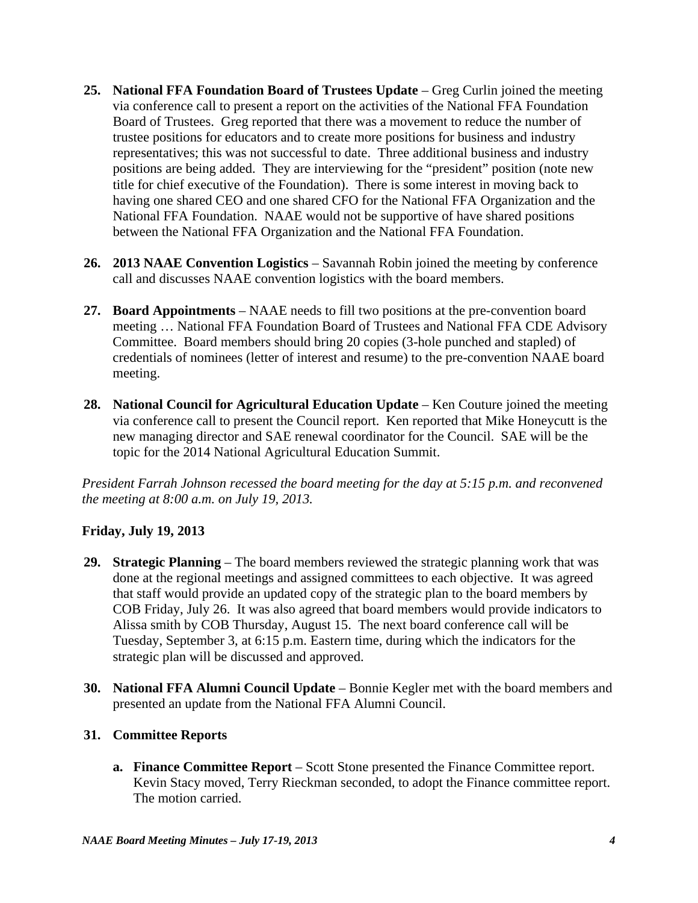25. **National FFA Foundation Board of Trustees Update** – Greg Curlin joined the meeting via conference call to present a report on the activities of the National FFA Foundation Board of Trustees. Greg reported that there was a movement to reduce the number of trustee positions for educators and to create more positions for business and industry representatives; this was not successful to date. Three additional business and industry positions are being added. They are interviewing for the "president" position (note new title for chief executive of the Foundation). There is some interest in moving back to having one shared CEO and one shared CFO for the National FFA Organization and the National FFA Foundation. NAAE would not be supportive of have shared positions between the National FFA Organization and the National FFA Foundation.

26. **2013 NAAE Convention Logistics** – Savannah Robin joined the meeting by conference call and discusses NAAE convention logistics with the board members.

27. **Board Appointments** – NAAE needs to fill two positions at the pre-convention board meeting … National FFA Foundation Board of Trustees and National FFA CDE Advisory Committee. Board members should bring 20 copies (3-hole punched and stapled) of credentials of nominees (letter of interest and resume) to the pre-convention NAAE board meeting.

28. **National Council for Agricultural Education Update** – Ken Couture joined the meeting via conference call to present the Council report. Ken reported that Mike Honeycutt is the new managing director and SAE renewal coordinator for the Council. SAE will be the topic for the 2014 National Agricultural Education Summit.

*President Farrah Johnson recessed the board meeting for the day at 5:15 p.m. and reconvened the meeting at 8:00 a.m. on July 19, 2013.*

**Friday, July 19, 2013**

29. **Strategic Planning** – The board members reviewed the strategic planning work that was done at the regional meetings and assigned committees to each objective. It was agreed that staff would provide an updated copy of the strategic plan to the board members by COB Friday, July 26. It was also agreed that board members would provide indicators to Alissa smith by COB Thursday, August 15. The next board conference call will be Tuesday, September 3, at 6:15 p.m. Eastern time, during which the indicators for the strategic plan will be discussed and approved.

30. **National FFA Alumni Council Update** – Bonnie Kegler met with the board members and presented an update from the National FFA Alumni Council.

31. **Committee Reports**

    a. **Finance Committee Report** – Scott Stone presented the Finance Committee report. Kevin Stacy moved, Terry Rieckman seconded, to adopt the Finance committee report. The motion carried.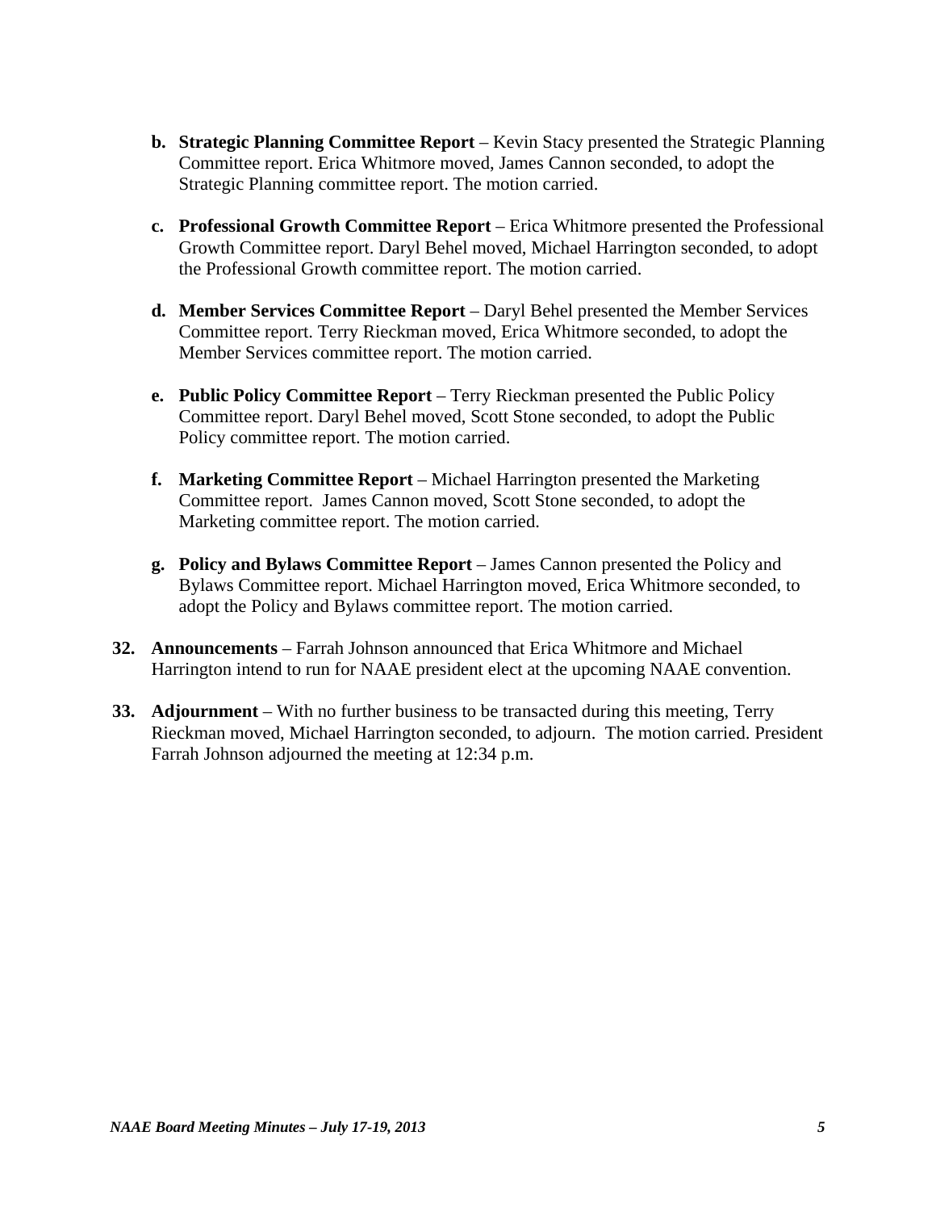b. **Strategic Planning Committee Report** – Kevin Stacy presented the Strategic Planning Committee report. Erica Whitmore moved, James Cannon seconded, to adopt the Strategic Planning committee report. The motion carried.

c. **Professional Growth Committee Report** – Erica Whitmore presented the Professional Growth Committee report. Daryl Behel moved, Michael Harrington seconded, to adopt the Professional Growth committee report. The motion carried.

d. **Member Services Committee Report** – Daryl Behel presented the Member Services Committee report. Terry Rieckman moved, Erica Whitmore seconded, to adopt the Member Services committee report. The motion carried.

e. **Public Policy Committee Report** – Terry Rieckman presented the Public Policy Committee report. Daryl Behel moved, Scott Stone seconded, to adopt the Public Policy committee report. The motion carried.

f. **Marketing Committee Report** – Michael Harrington presented the Marketing Committee report. James Cannon moved, Scott Stone seconded, to adopt the Marketing committee report. The motion carried.

g. **Policy and Bylaws Committee Report** – James Cannon presented the Policy and Bylaws Committee report. Michael Harrington moved, Erica Whitmore seconded, to adopt the Policy and Bylaws committee report. The motion carried.

32. **Announcements** – Farrah Johnson announced that Erica Whitmore and Michael Harrington intend to run for NAAE president elect at the upcoming NAAE convention.

33. **Adjournment** – With no further business to be transacted during this meeting, Terry Rieckman moved, Michael Harrington seconded, to adjourn. The motion carried. President Farrah Johnson adjourned the meeting at 12:34 p.m.